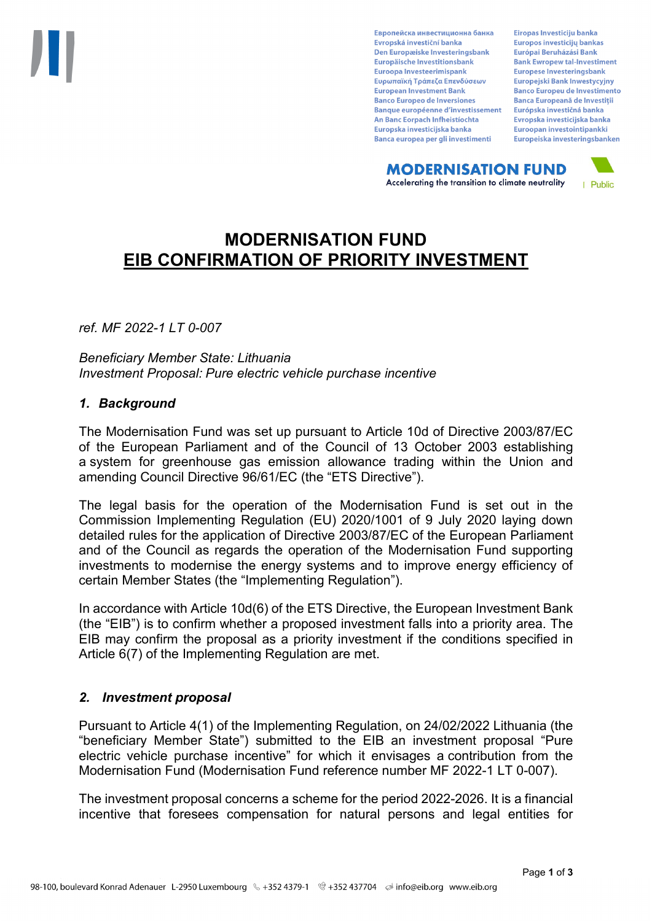# MODERNISATION FUND
# EIB CONFIRMATION OF PRIORITY INVESTMENT

*ref. MF 2022-1 LT 0-007*

*Beneficiary Member State: Lithuania*
*Investment Proposal: Pure electric vehicle purchase incentive*

## *1. Background*

The Modernisation Fund was set up pursuant to Article 10d of Directive 2003/87/EC of the European Parliament and of the Council of 13 October 2003 establishing a system for greenhouse gas emission allowance trading within the Union and amending Council Directive 96/61/EC (the “ETS Directive”).

The legal basis for the operation of the Modernisation Fund is set out in the Commission Implementing Regulation (EU) 2020/1001 of 9 July 2020 laying down detailed rules for the application of Directive 2003/87/EC of the European Parliament and of the Council as regards the operation of the Modernisation Fund supporting investments to modernise the energy systems and to improve energy efficiency of certain Member States (the “Implementing Regulation”).

In accordance with Article 10d(6) of the ETS Directive, the European Investment Bank (the “EIB”) is to confirm whether a proposed investment falls into a priority area. The EIB may confirm the proposal as a priority investment if the conditions specified in Article 6(7) of the Implementing Regulation are met.

## *2. Investment proposal*

Pursuant to Article 4(1) of the Implementing Regulation, on 24/02/2022 Lithuania (the “beneficiary Member State”) submitted to the EIB an investment proposal “Pure electric vehicle purchase incentive” for which it envisages a contribution from the Modernisation Fund (Modernisation Fund reference number MF 2022-1 LT 0-007).

The investment proposal concerns a scheme for the period 2022-2026. It is a financial incentive that foresees compensation for natural persons and legal entities for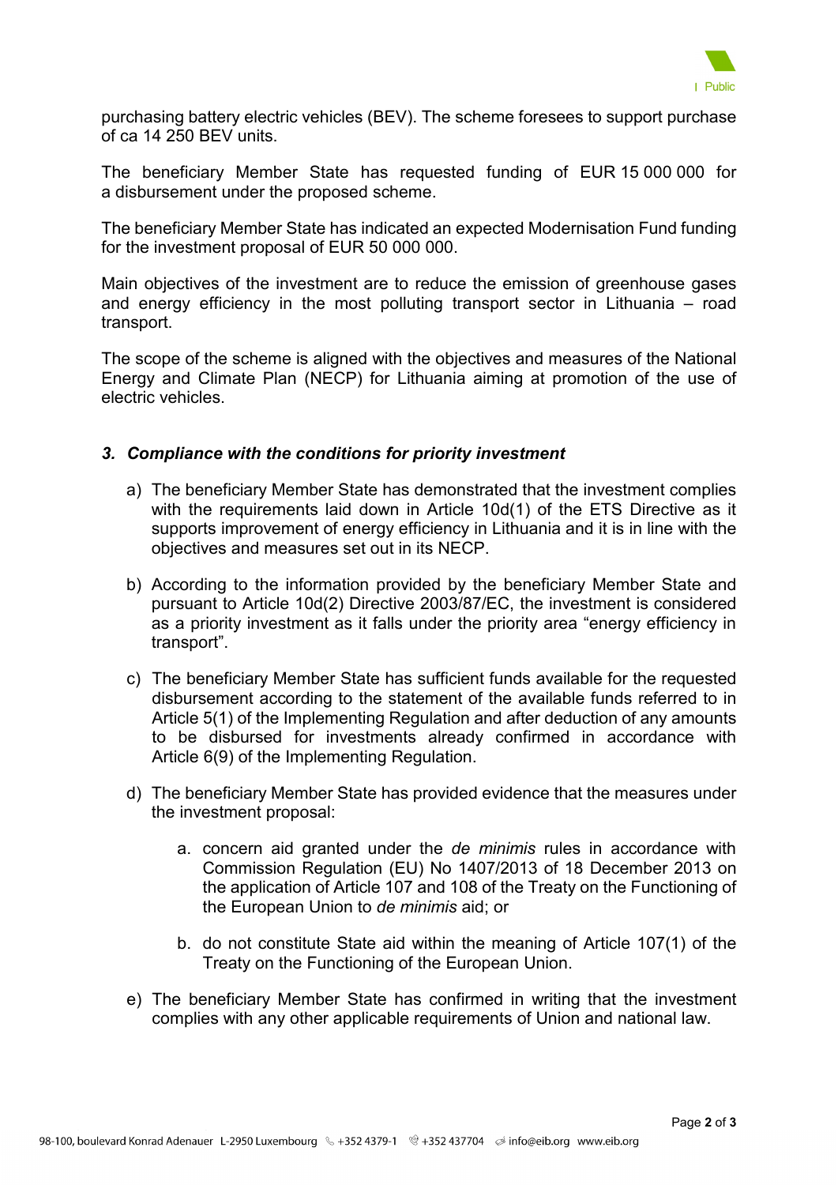purchasing battery electric vehicles (BEV). The scheme foresees to support purchase of ca 14 250 BEV units.

The beneficiary Member State has requested funding of EUR 15 000 000 for a disbursement under the proposed scheme.

The beneficiary Member State has indicated an expected Modernisation Fund funding for the investment proposal of EUR 50 000 000.

Main objectives of the investment are to reduce the emission of greenhouse gases and energy efficiency in the most polluting transport sector in Lithuania – road transport.

The scope of the scheme is aligned with the objectives and measures of the National Energy and Climate Plan (NECP) for Lithuania aiming at promotion of the use of electric vehicles.

### *3. Compliance with the conditions for priority investment*

a) The beneficiary Member State has demonstrated that the investment complies with the requirements laid down in Article 10d(1) of the ETS Directive as it supports improvement of energy efficiency in Lithuania and it is in line with the objectives and measures set out in its NECP.

b) According to the information provided by the beneficiary Member State and pursuant to Article 10d(2) Directive 2003/87/EC, the investment is considered as a priority investment as it falls under the priority area "energy efficiency in transport".

c) The beneficiary Member State has sufficient funds available for the requested disbursement according to the statement of the available funds referred to in Article 5(1) of the Implementing Regulation and after deduction of any amounts to be disbursed for investments already confirmed in accordance with Article 6(9) of the Implementing Regulation.

d) The beneficiary Member State has provided evidence that the measures under the investment proposal:

   a. concern aid granted under the *de minimis* rules in accordance with Commission Regulation (EU) No 1407/2013 of 18 December 2013 on the application of Article 107 and 108 of the Treaty on the Functioning of the European Union to *de minimis* aid; or

   b. do not constitute State aid within the meaning of Article 107(1) of the Treaty on the Functioning of the European Union.

e) The beneficiary Member State has confirmed in writing that the investment complies with any other applicable requirements of Union and national law.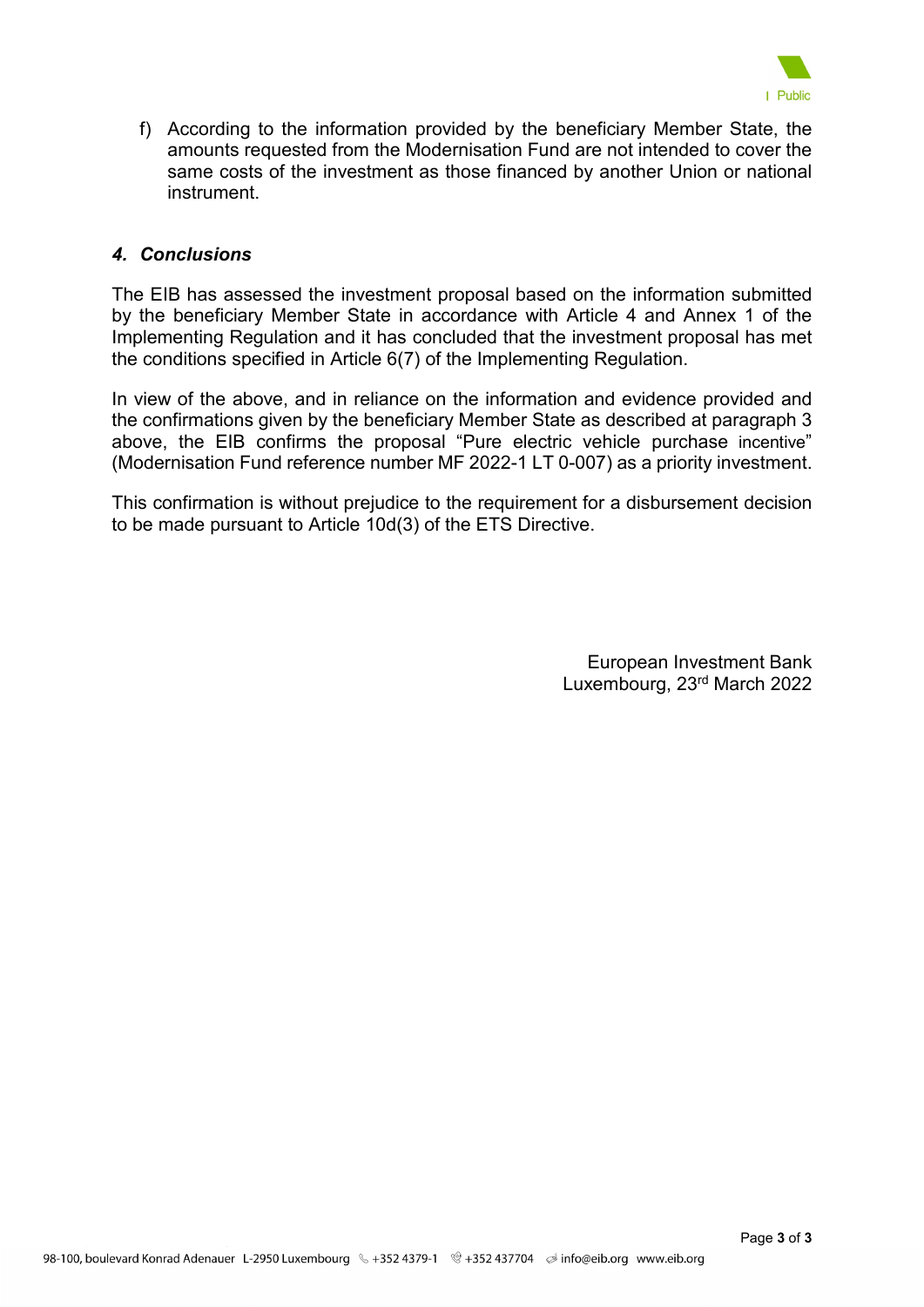f) According to the information provided by the beneficiary Member State, the amounts requested from the Modernisation Fund are not intended to cover the same costs of the investment as those financed by another Union or national instrument.

### *4. Conclusions*

The EIB has assessed the investment proposal based on the information submitted by the beneficiary Member State in accordance with Article 4 and Annex 1 of the Implementing Regulation and it has concluded that the investment proposal has met the conditions specified in Article 6(7) of the Implementing Regulation.

In view of the above, and in reliance on the information and evidence provided and the confirmations given by the beneficiary Member State as described at paragraph 3 above, the EIB confirms the proposal "Pure electric vehicle purchase incentive" (Modernisation Fund reference number MF 2022-1 LT 0-007) as a priority investment.

This confirmation is without prejudice to the requirement for a disbursement decision to be made pursuant to Article 10d(3) of the ETS Directive.

European Investment Bank
Luxembourg, 23rd March 2022